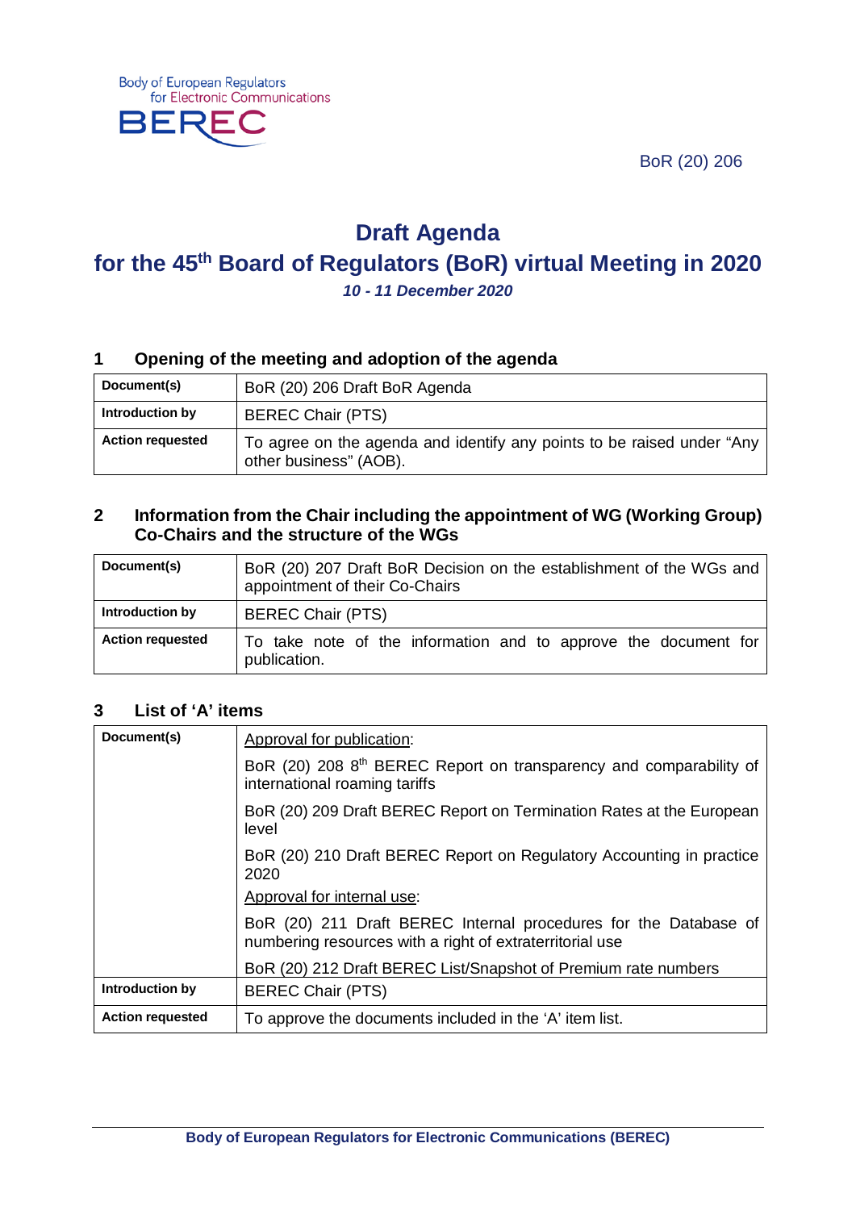Body of European Regulators for Electronic Communications

BEREC

BoR (20) 206

# Draft Agenda

# for the 45th Board of Regulators (BoR) virtual Meeting in 2020

***10 - 11 December 2020***

## 1 Opening of the meeting and adoption of the agenda

| **Document(s)** | BoR (20) 206 Draft BoR Agenda |
|---|---|
| **Introduction by** | BEREC Chair (PTS) |
| **Action requested** | To agree on the agenda and identify any points to be raised under "Any other business" (AOB). |

## 2 Information from the Chair including the appointment of WG (Working Group) Co-Chairs and the structure of the WGs

| **Document(s)** | BoR (20) 207 Draft BoR Decision on the establishment of the WGs and appointment of their Co-Chairs |
|---|---|
| **Introduction by** | BEREC Chair (PTS) |
| **Action requested** | To take note of the information and to approve the document for publication. |

## 3 List of 'A' items

| **Document(s)** | Approval for publication:<br>BoR (20) 208 8th BEREC Report on transparency and comparability of international roaming tariffs<br>BoR (20) 209 Draft BEREC Report on Termination Rates at the European level<br>BoR (20) 210 Draft BEREC Report on Regulatory Accounting in practice 2020<br>Approval for internal use:<br>BoR (20) 211 Draft BEREC Internal procedures for the Database of numbering resources with a right of extraterritorial use<br>BoR (20) 212 Draft BEREC List/Snapshot of Premium rate numbers |
|---|---|
| **Introduction by** | BEREC Chair (PTS) |
| **Action requested** | To approve the documents included in the 'A' item list. |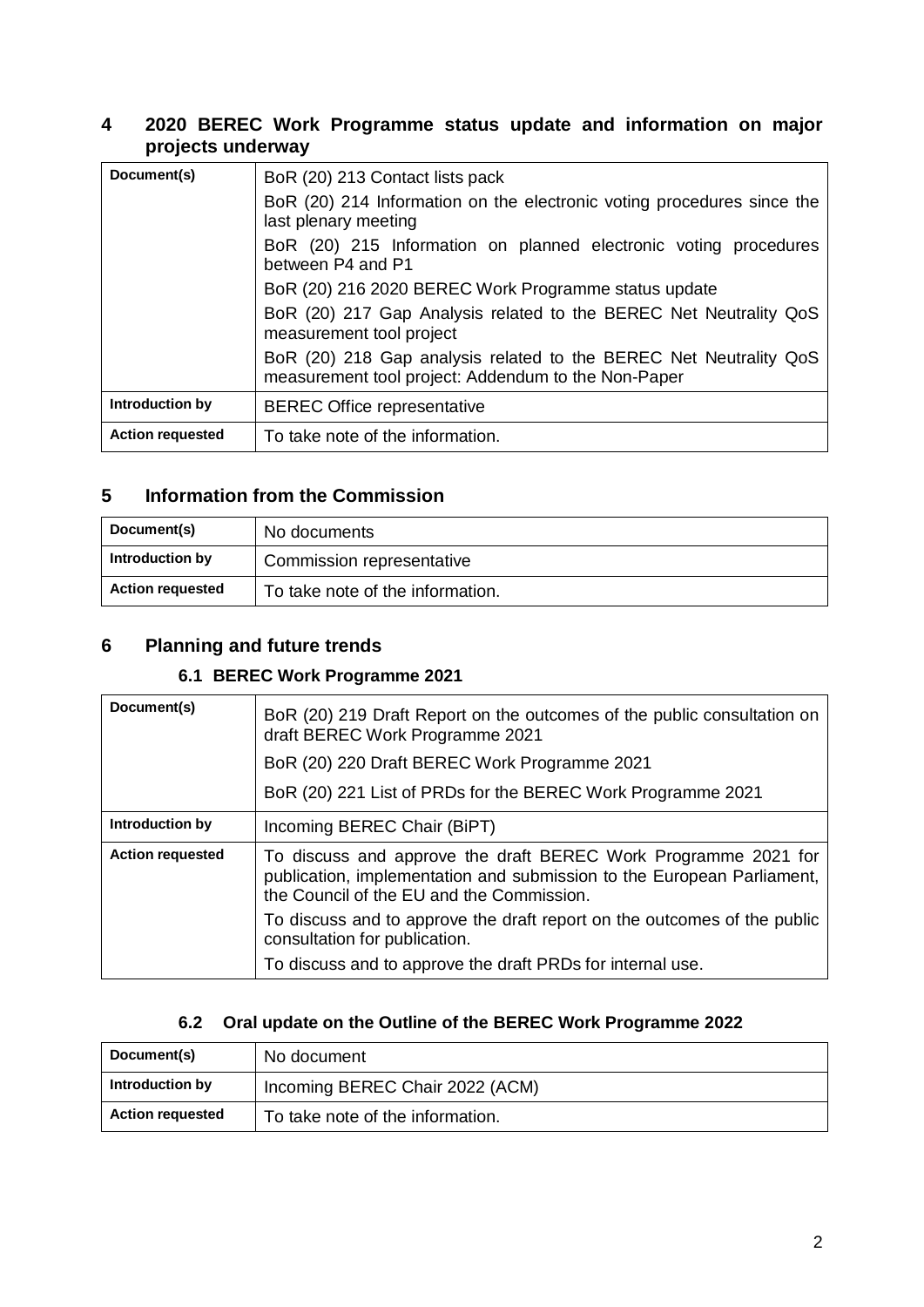## 4 2020 BEREC Work Programme status update and information on major projects underway

| Document(s) | BoR (20) 213 Contact lists pack<br>BoR (20) 214 Information on the electronic voting procedures since the last plenary meeting<br>BoR (20) 215 Information on planned electronic voting procedures between P4 and P1<br>BoR (20) 216 2020 BEREC Work Programme status update<br>BoR (20) 217 Gap Analysis related to the BEREC Net Neutrality QoS measurement tool project<br>BoR (20) 218 Gap analysis related to the BEREC Net Neutrality QoS measurement tool project: Addendum to the Non-Paper |
|---|---|
| Introduction by | BEREC Office representative |
| Action requested | To take note of the information. |

## 5 Information from the Commission

| Document(s) | No documents |
|---|---|
| Introduction by | Commission representative |
| Action requested | To take note of the information. |

## 6 Planning and future trends

### 6.1 BEREC Work Programme 2021

| Document(s) | BoR (20) 219 Draft Report on the outcomes of the public consultation on draft BEREC Work Programme 2021<br>BoR (20) 220 Draft BEREC Work Programme 2021<br>BoR (20) 221 List of PRDs for the BEREC Work Programme 2021 |
|---|---|
| Introduction by | Incoming BEREC Chair (BiPT) |
| Action requested | To discuss and approve the draft BEREC Work Programme 2021 for publication, implementation and submission to the European Parliament, the Council of the EU and the Commission.<br>To discuss and to approve the draft report on the outcomes of the public consultation for publication.<br>To discuss and to approve the draft PRDs for internal use. |

### 6.2 Oral update on the Outline of the BEREC Work Programme 2022

| Document(s) | No document |
|---|---|
| Introduction by | Incoming BEREC Chair 2022 (ACM) |
| Action requested | To take note of the information. |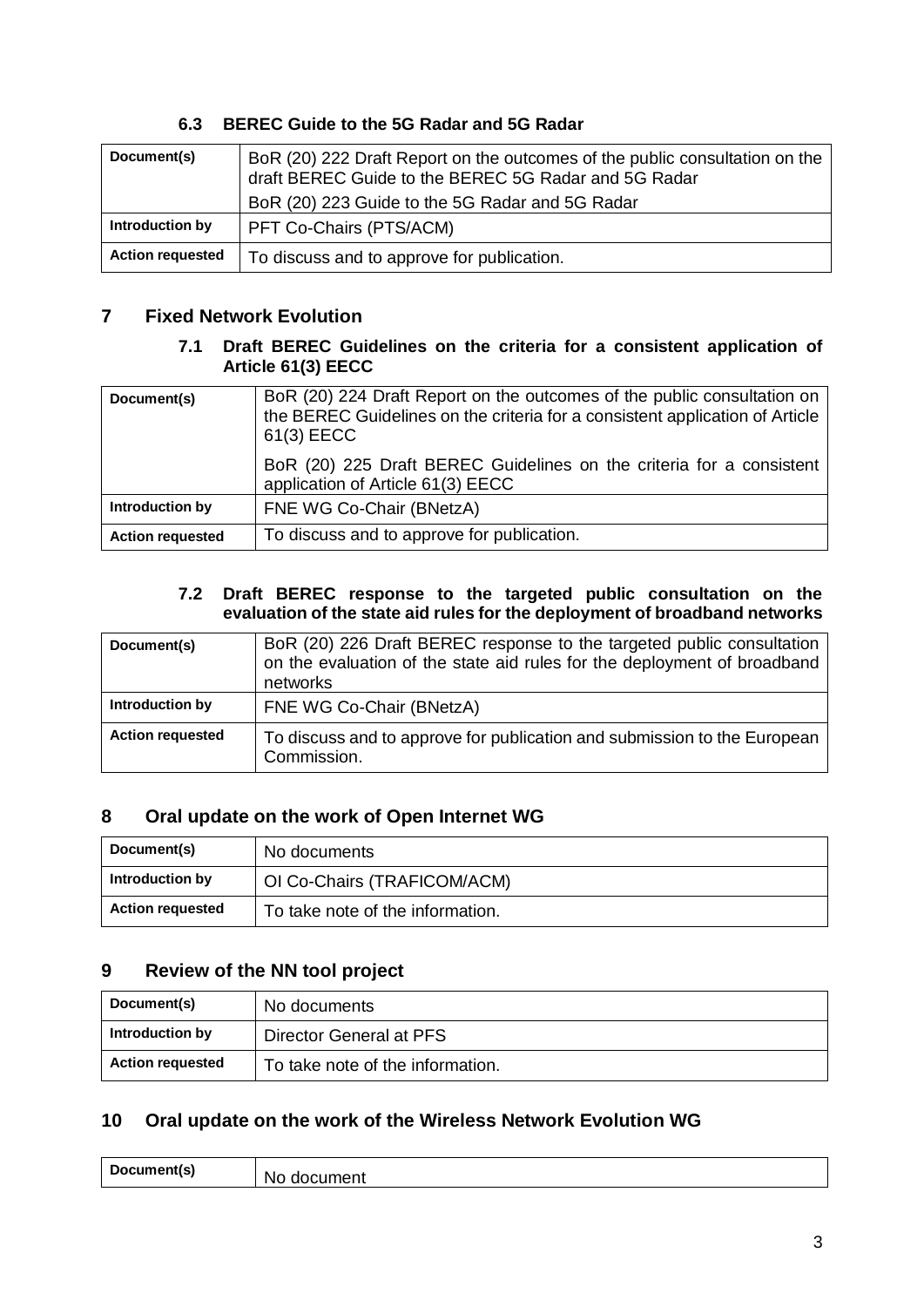### 6.3 BEREC Guide to the 5G Radar and 5G Radar

| Document(s) | BoR (20) 222 Draft Report on the outcomes of the public consultation on the draft BEREC Guide to the BEREC 5G Radar and 5G Radar<br>BoR (20) 223 Guide to the 5G Radar and 5G Radar |
|---|---|
| Introduction by | PFT Co-Chairs (PTS/ACM) |
| Action requested | To discuss and to approve for publication. |

## 7 Fixed Network Evolution

### 7.1 Draft BEREC Guidelines on the criteria for a consistent application of Article 61(3) EECC

| Document(s) | BoR (20) 224 Draft Report on the outcomes of the public consultation on the BEREC Guidelines on the criteria for a consistent application of Article 61(3) EECC<br>BoR (20) 225 Draft BEREC Guidelines on the criteria for a consistent application of Article 61(3) EECC |
|---|---|
| Introduction by | FNE WG Co-Chair (BNetzA) |
| Action requested | To discuss and to approve for publication. |

### 7.2 Draft BEREC response to the targeted public consultation on the evaluation of the state aid rules for the deployment of broadband networks

| Document(s) | BoR (20) 226 Draft BEREC response to the targeted public consultation on the evaluation of the state aid rules for the deployment of broadband networks |
|---|---|
| Introduction by | FNE WG Co-Chair (BNetzA) |
| Action requested | To discuss and to approve for publication and submission to the European Commission. |

## 8 Oral update on the work of Open Internet WG

| Document(s) | No documents |
|---|---|
| Introduction by | OI Co-Chairs (TRAFICOM/ACM) |
| Action requested | To take note of the information. |

## 9 Review of the NN tool project

| Document(s) | No documents |
|---|---|
| Introduction by | Director General at PFS |
| Action requested | To take note of the information. |

## 10 Oral update on the work of the Wireless Network Evolution WG

| Document(s) | No document |
|---|---|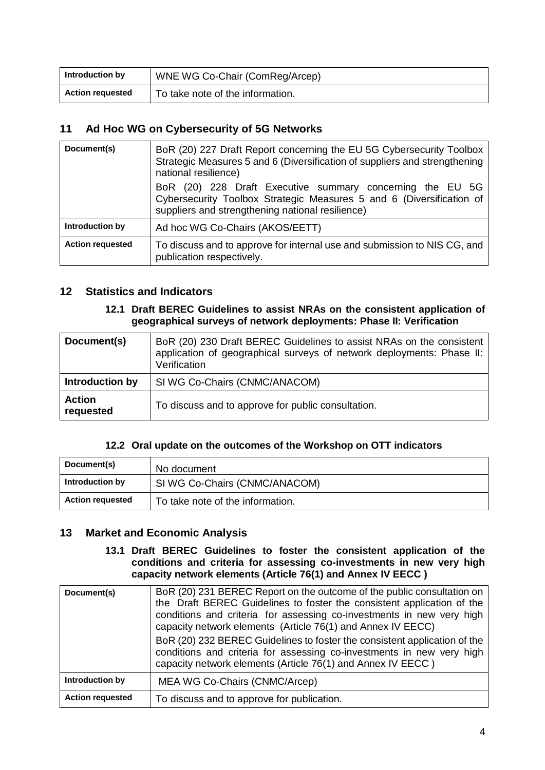| Introduction by | WNE WG Co-Chair (ComReg/Arcep) |
| --- | --- |
| Action requested | To take note of the information. |

## 11 Ad Hoc WG on Cybersecurity of 5G Networks

| Document(s) | BoR (20) 227 Draft Report concerning the EU 5G Cybersecurity Toolbox Strategic Measures 5 and 6 (Diversification of suppliers and strengthening national resilience)<br>BoR (20) 228 Draft Executive summary concerning the EU 5G Cybersecurity Toolbox Strategic Measures 5 and 6 (Diversification of suppliers and strengthening national resilience) |
| --- | --- |
| Introduction by | Ad hoc WG Co-Chairs (AKOS/EETT) |
| Action requested | To discuss and to approve for internal use and submission to NIS CG, and publication respectively. |

## 12 Statistics and Indicators

### 12.1 Draft BEREC Guidelines to assist NRAs on the consistent application of geographical surveys of network deployments: Phase II: Verification

| Document(s) | BoR (20) 230 Draft BEREC Guidelines to assist NRAs on the consistent application of geographical surveys of network deployments: Phase II: Verification |
| --- | --- |
| Introduction by | SI WG Co-Chairs (CNMC/ANACOM) |
| Action requested | To discuss and to approve for public consultation. |

### 12.2 Oral update on the outcomes of the Workshop on OTT indicators

| Document(s) | No document |
| --- | --- |
| Introduction by | SI WG Co-Chairs (CNMC/ANACOM) |
| Action requested | To take note of the information. |

## 13 Market and Economic Analysis

### 13.1 Draft BEREC Guidelines to foster the consistent application of the conditions and criteria for assessing co-investments in new very high capacity network elements (Article 76(1) and Annex IV EECC )

| Document(s) | BoR (20) 231 BEREC Report on the outcome of the public consultation on the Draft BEREC Guidelines to foster the consistent application of the conditions and criteria for assessing co-investments in new very high capacity network elements (Article 76(1) and Annex IV EECC)<br>BoR (20) 232 BEREC Guidelines to foster the consistent application of the conditions and criteria for assessing co-investments in new very high capacity network elements (Article 76(1) and Annex IV EECC ) |
| --- | --- |
| Introduction by | MEA WG Co-Chairs (CNMC/Arcep) |
| Action requested | To discuss and to approve for publication. |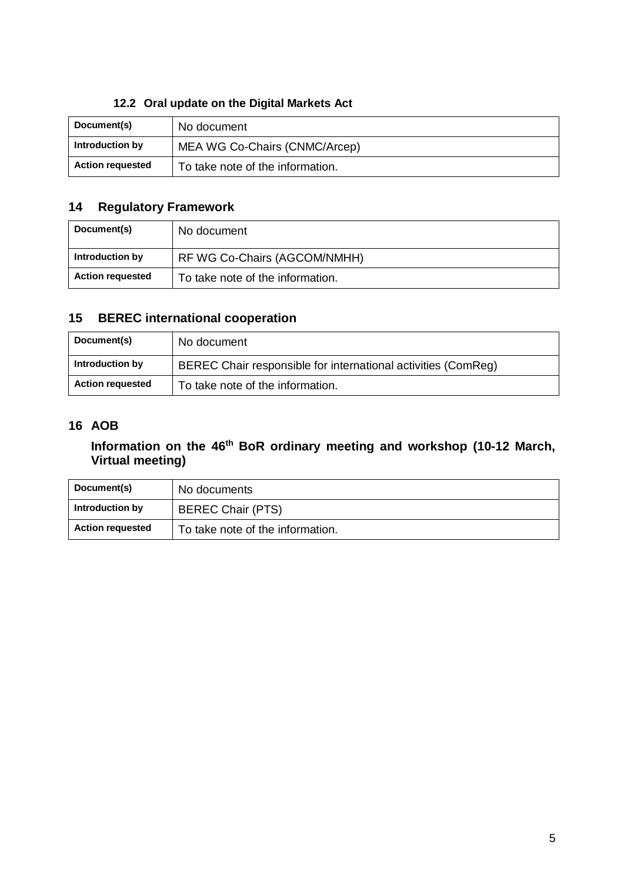### 12.2 Oral update on the Digital Markets Act

| | |
|---|---|
| **Document(s)** | No document |
| **Introduction by** | MEA WG Co-Chairs (CNMC/Arcep) |
| **Action requested** | To take note of the information. |

## 14 Regulatory Framework

| | |
|---|---|
| **Document(s)** | No document |
| **Introduction by** | RF WG Co-Chairs (AGCOM/NMHH) |
| **Action requested** | To take note of the information. |

## 15 BEREC international cooperation

| | |
|---|---|
| **Document(s)** | No document |
| **Introduction by** | BEREC Chair responsible for international activities (ComReg) |
| **Action requested** | To take note of the information. |

## 16 AOB

**Information on the 46th BoR ordinary meeting and workshop (10-12 March, Virtual meeting)**

| | |
|---|---|
| **Document(s)** | No documents |
| **Introduction by** | BEREC Chair (PTS) |
| **Action requested** | To take note of the information. |